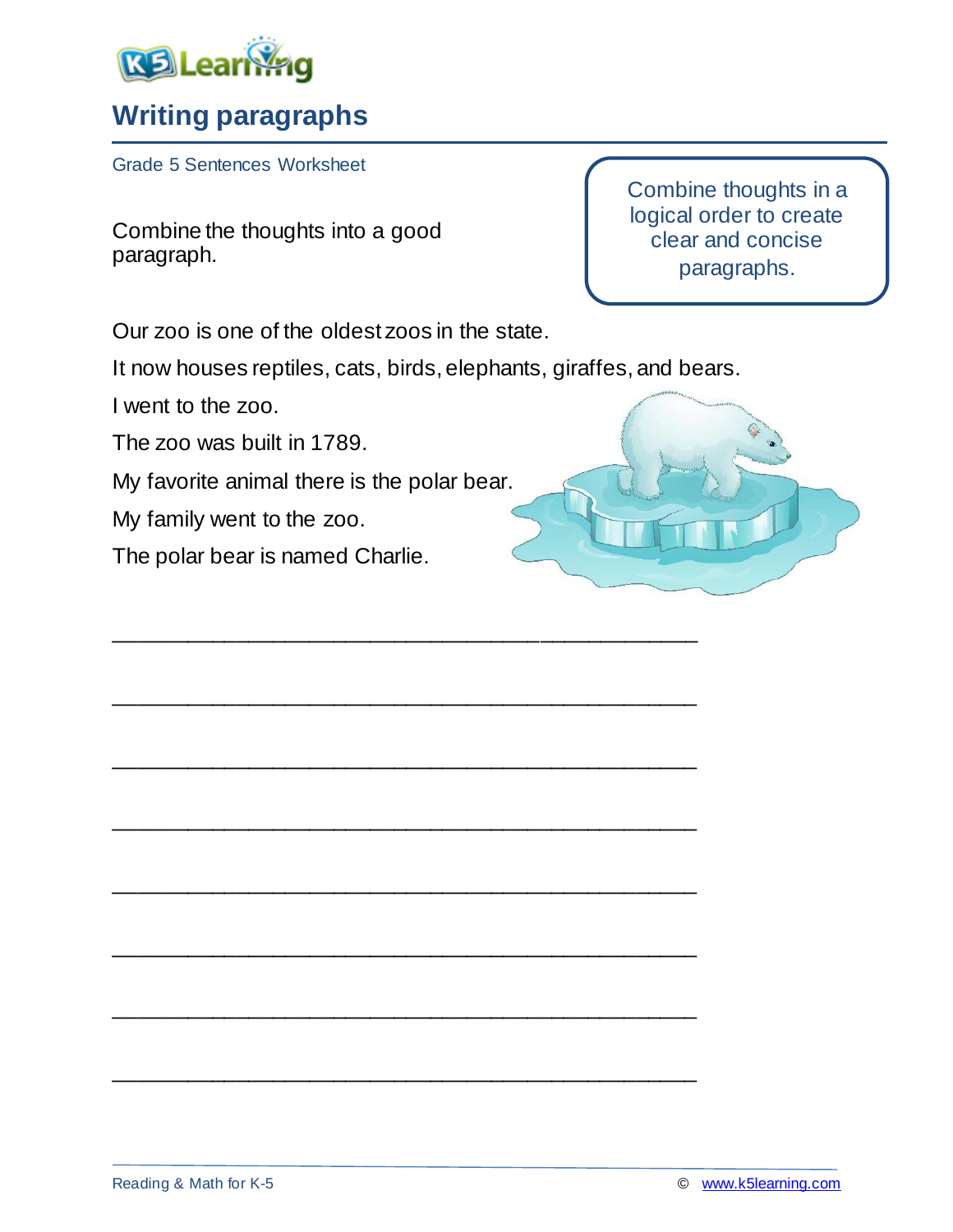# Writing paragraphs

Grade 5 Sentences Worksheet

Combine the thoughts into a good paragraph.

> Combine thoughts in a logical order to create clear and concise paragraphs.

Our zoo is one of the oldest zoos in the state.

It now houses reptiles, cats, birds, elephants, giraffes, and bears.

I went to the zoo.

The zoo was built in 1789.

My favorite animal there is the polar bear.

My family went to the zoo.

The polar bear is named Charlie.

\_\_\_\_\_\_\_\_\_\_\_\_\_\_\_\_\_\_\_\_\_\_\_\_\_\_\_\_\_\_\_\_\_\_\_\_\_\_\_\_\_\_\_\_\_\_\_\_

\_\_\_\_\_\_\_\_\_\_\_\_\_\_\_\_\_\_\_\_\_\_\_\_\_\_\_\_\_\_\_\_\_\_\_\_\_\_\_\_\_\_\_\_\_\_\_\_

\_\_\_\_\_\_\_\_\_\_\_\_\_\_\_\_\_\_\_\_\_\_\_\_\_\_\_\_\_\_\_\_\_\_\_\_\_\_\_\_\_\_\_\_\_\_\_\_

\_\_\_\_\_\_\_\_\_\_\_\_\_\_\_\_\_\_\_\_\_\_\_\_\_\_\_\_\_\_\_\_\_\_\_\_\_\_\_\_\_\_\_\_\_\_\_\_

\_\_\_\_\_\_\_\_\_\_\_\_\_\_\_\_\_\_\_\_\_\_\_\_\_\_\_\_\_\_\_\_\_\_\_\_\_\_\_\_\_\_\_\_\_\_\_\_

\_\_\_\_\_\_\_\_\_\_\_\_\_\_\_\_\_\_\_\_\_\_\_\_\_\_\_\_\_\_\_\_\_\_\_\_\_\_\_\_\_\_\_\_\_\_\_\_

\_\_\_\_\_\_\_\_\_\_\_\_\_\_\_\_\_\_\_\_\_\_\_\_\_\_\_\_\_\_\_\_\_\_\_\_\_\_\_\_\_\_\_\_\_\_\_\_

\_\_\_\_\_\_\_\_\_\_\_\_\_\_\_\_\_\_\_\_\_\_\_\_\_\_\_\_\_\_\_\_\_\_\_\_\_\_\_\_\_\_\_\_\_\_\_\_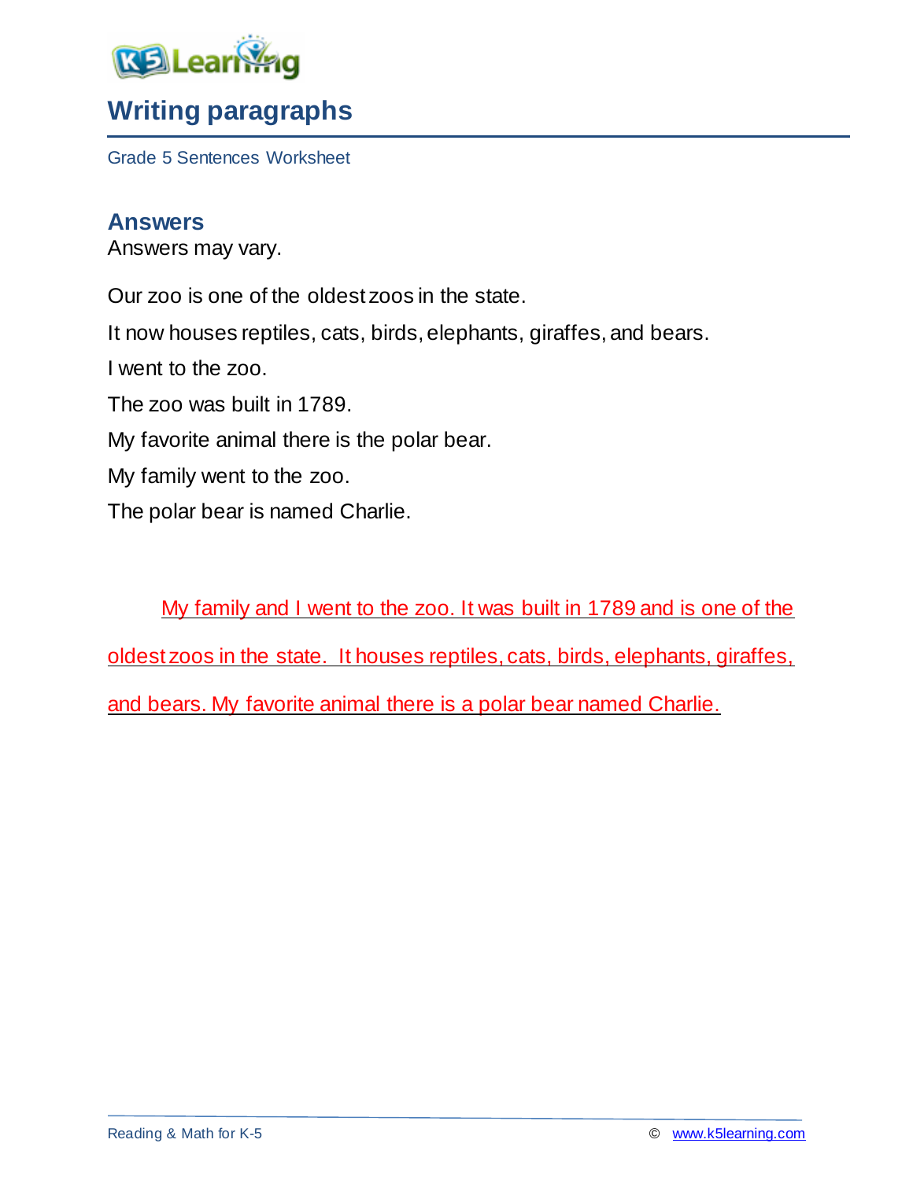# Writing paragraphs

Grade 5 Sentences Worksheet

## Answers

Answers may vary.

Our zoo is one of the oldest zoos in the state.

It now houses reptiles, cats, birds, elephants, giraffes, and bears.

I went to the zoo.

The zoo was built in 1789.

My favorite animal there is the polar bear.

My family went to the zoo.

The polar bear is named Charlie.

My family and I went to the zoo. It was built in 1789 and is one of the oldest zoos in the state. It houses reptiles, cats, birds, elephants, giraffes, and bears. My favorite animal there is a polar bear named Charlie.